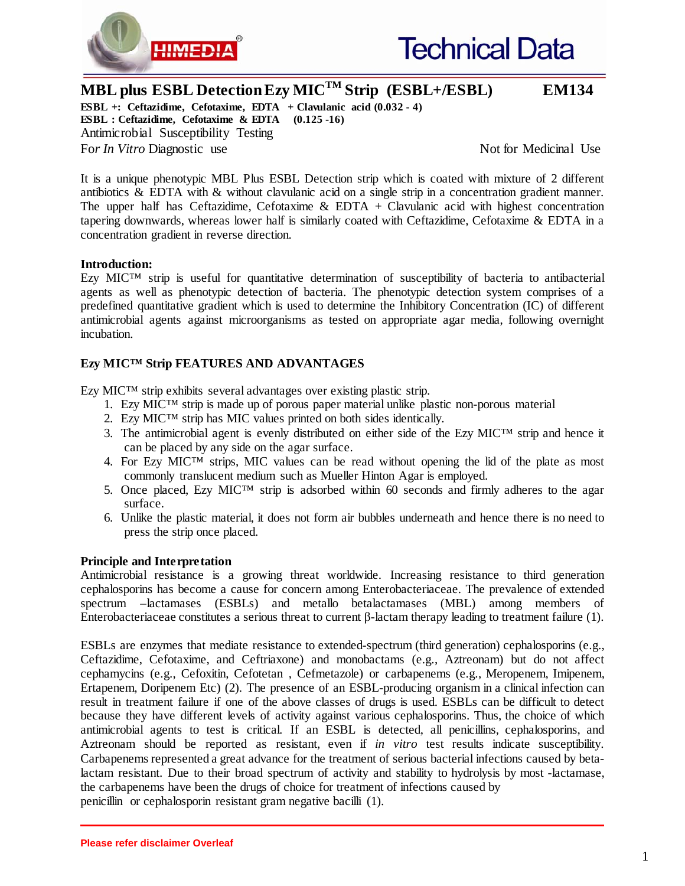# Technical Data

## MBL plus ESBL Detection Ezy MIC™ Strip (ESBL+/ESBL) EM134

**ESBL +: Ceftazidime, Cefotaxime, EDTA + Clavulanic acid (0.032 - 4)**
**ESBL : Ceftazidime, Cefotaxime & EDTA (0.125 -16)**

Antimicrobial Susceptibility Testing

For *In Vitro* Diagnostic use — Not for Medicinal Use

It is a unique phenotypic MBL Plus ESBL Detection strip which is coated with mixture of 2 different antibiotics & EDTA with & without clavulanic acid on a single strip in a concentration gradient manner. The upper half has Ceftazidime, Cefotaxime & EDTA + Clavulanic acid with highest concentration tapering downwards, whereas lower half is similarly coated with Ceftazidime, Cefotaxime & EDTA in a concentration gradient in reverse direction.

**Introduction:**

Ezy MIC™ strip is useful for quantitative determination of susceptibility of bacteria to antibacterial agents as well as phenotypic detection of bacteria. The phenotypic detection system comprises of a predefined quantitative gradient which is used to determine the Inhibitory Concentration (IC) of different antimicrobial agents against microorganisms as tested on appropriate agar media, following overnight incubation.

**Ezy MIC™ Strip FEATURES AND ADVANTAGES**

Ezy MIC™ strip exhibits several advantages over existing plastic strip.

1. Ezy MIC™ strip is made up of porous paper material unlike plastic non-porous material
2. Ezy MIC™ strip has MIC values printed on both sides identically.
3. The antimicrobial agent is evenly distributed on either side of the Ezy MIC™ strip and hence it can be placed by any side on the agar surface.
4. For Ezy MIC™ strips, MIC values can be read without opening the lid of the plate as most commonly translucent medium such as Mueller Hinton Agar is employed.
5. Once placed, Ezy MIC™ strip is adsorbed within 60 seconds and firmly adheres to the agar surface.
6. Unlike the plastic material, it does not form air bubbles underneath and hence there is no need to press the strip once placed.

**Principle and Interpretation**

Antimicrobial resistance is a growing threat worldwide. Increasing resistance to third generation cephalosporins has become a cause for concern among Enterobacteriaceae. The prevalence of extended spectrum –lactamases (ESBLs) and metallo betalactamases (MBL) among members of Enterobacteriaceae constitutes a serious threat to current β-lactam therapy leading to treatment failure (1).

ESBLs are enzymes that mediate resistance to extended-spectrum (third generation) cephalosporins (e.g., Ceftazidime, Cefotaxime, and Ceftriaxone) and monobactams (e.g., Aztreonam) but do not affect cephamycins (e.g., Cefoxitin, Cefotetan , Cefmetazole) or carbapenems (e.g., Meropenem, Imipenem, Ertapenem, Doripenem Etc) (2). The presence of an ESBL-producing organism in a clinical infection can result in treatment failure if one of the above classes of drugs is used. ESBLs can be difficult to detect because they have different levels of activity against various cephalosporins. Thus, the choice of which antimicrobial agents to test is critical. If an ESBL is detected, all penicillins, cephalosporins, and Aztreonam should be reported as resistant, even if *in vitro* test results indicate susceptibility. Carbapenems represented a great advance for the treatment of serious bacterial infections caused by beta-lactam resistant. Due to their broad spectrum of activity and stability to hydrolysis by most -lactamase, the carbapenems have been the drugs of choice for treatment of infections caused by penicillin or cephalosporin resistant gram negative bacilli (1).

Please refer disclaimer Overleaf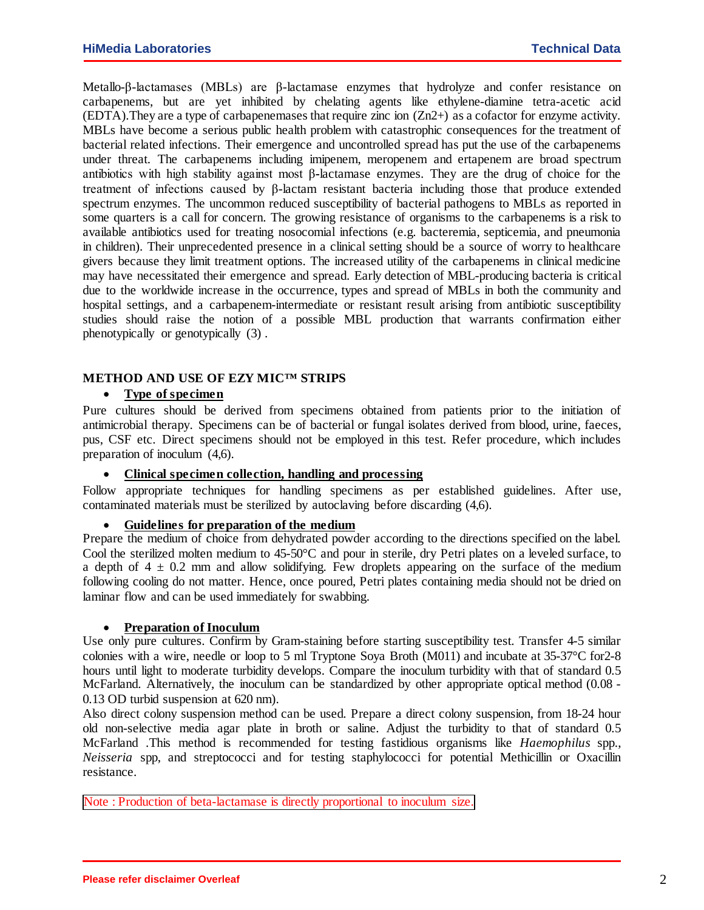Metallo-β-lactamases (MBLs) are β-lactamase enzymes that hydrolyze and confer resistance on carbapenems, but are yet inhibited by chelating agents like ethylene-diamine tetra-acetic acid (EDTA).They are a type of carbapenemases that require zinc ion ($Zn2+$) as a cofactor for enzyme activity. MBLs have become a serious public health problem with catastrophic consequences for the treatment of bacterial related infections. Their emergence and uncontrolled spread has put the use of the carbapenems under threat. The carbapenems including imipenem, meropenem and ertapenem are broad spectrum antibiotics with high stability against most β-lactamase enzymes. They are the drug of choice for the treatment of infections caused by β-lactam resistant bacteria including those that produce extended spectrum enzymes. The uncommon reduced susceptibility of bacterial pathogens to MBLs as reported in some quarters is a call for concern. The growing resistance of organisms to the carbapenems is a risk to available antibiotics used for treating nosocomial infections (e.g. bacteremia, septicemia, and pneumonia in children). Their unprecedented presence in a clinical setting should be a source of worry to healthcare givers because they limit treatment options. The increased utility of the carbapenems in clinical medicine may have necessitated their emergence and spread. Early detection of MBL-producing bacteria is critical due to the worldwide increase in the occurrence, types and spread of MBLs in both the community and hospital settings, and a carbapenem-intermediate or resistant result arising from antibiotic susceptibility studies should raise the notion of a possible MBL production that warrants confirmation either phenotypically or genotypically (3) .

## METHOD AND USE OF EZY MIC™ STRIPS

- **Type of specimen**

Pure cultures should be derived from specimens obtained from patients prior to the initiation of antimicrobial therapy. Specimens can be of bacterial or fungal isolates derived from blood, urine, faeces, pus, CSF etc. Direct specimens should not be employed in this test. Refer procedure, which includes preparation of inoculum (4,6).

- **Clinical specimen collection, handling and processing**

Follow appropriate techniques for handling specimens as per established guidelines. After use, contaminated materials must be sterilized by autoclaving before discarding (4,6).

- **Guidelines for preparation of the medium**

Prepare the medium of choice from dehydrated powder according to the directions specified on the label. Cool the sterilized molten medium to 45-50°C and pour in sterile, dry Petri plates on a leveled surface, to a depth of 4 ± 0.2 mm and allow solidifying. Few droplets appearing on the surface of the medium following cooling do not matter. Hence, once poured, Petri plates containing media should not be dried on laminar flow and can be used immediately for swabbing.

- **Preparation of Inoculum**

Use only pure cultures. Confirm by Gram-staining before starting susceptibility test. Transfer 4-5 similar colonies with a wire, needle or loop to 5 ml Tryptone Soya Broth (M011) and incubate at 35-37°C for2-8 hours until light to moderate turbidity develops. Compare the inoculum turbidity with that of standard 0.5 McFarland. Alternatively, the inoculum can be standardized by other appropriate optical method (0.08 - 0.13 OD turbid suspension at 620 nm).

Also direct colony suspension method can be used. Prepare a direct colony suspension, from 18-24 hour old non-selective media agar plate in broth or saline. Adjust the turbidity to that of standard 0.5 McFarland .This method is recommended for testing fastidious organisms like *Haemophilus* spp., *Neisseria* spp, and streptococci and for testing staphylococci for potential Methicillin or Oxacillin resistance.

Note : Production of beta-lactamase is directly proportional to inoculum size.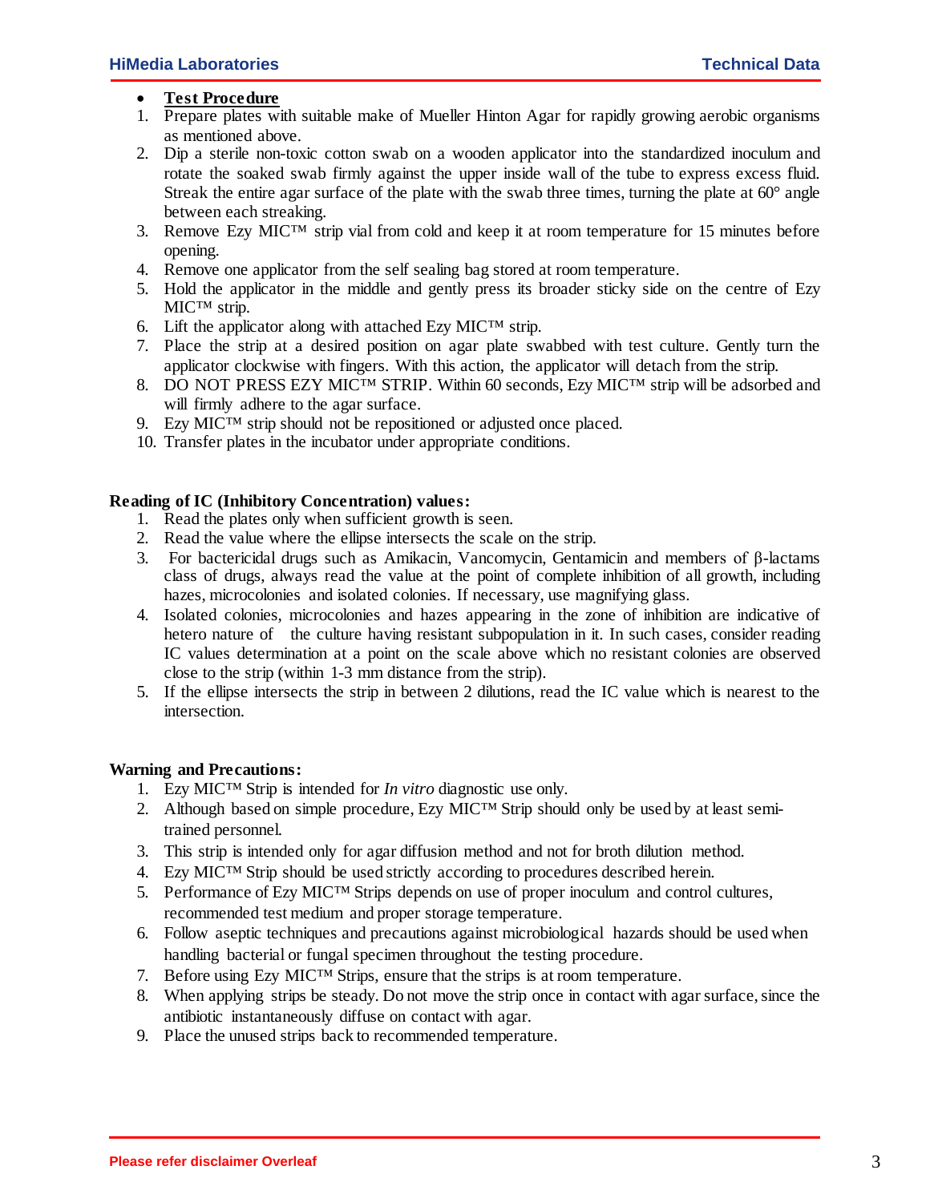- **Test Procedure**

1. Prepare plates with suitable make of Mueller Hinton Agar for rapidly growing aerobic organisms as mentioned above.
2. Dip a sterile non-toxic cotton swab on a wooden applicator into the standardized inoculum and rotate the soaked swab firmly against the upper inside wall of the tube to express excess fluid. Streak the entire agar surface of the plate with the swab three times, turning the plate at 60° angle between each streaking.
3. Remove Ezy MIC™ strip vial from cold and keep it at room temperature for 15 minutes before opening.
4. Remove one applicator from the self sealing bag stored at room temperature.
5. Hold the applicator in the middle and gently press its broader sticky side on the centre of Ezy MIC™ strip.
6. Lift the applicator along with attached Ezy MIC™ strip.
7. Place the strip at a desired position on agar plate swabbed with test culture. Gently turn the applicator clockwise with fingers. With this action, the applicator will detach from the strip.
8. DO NOT PRESS EZY MIC™ STRIP. Within 60 seconds, Ezy MIC™ strip will be adsorbed and will firmly adhere to the agar surface.
9. Ezy MIC™ strip should not be repositioned or adjusted once placed.
10. Transfer plates in the incubator under appropriate conditions.

**Reading of IC (Inhibitory Concentration) values:**

1. Read the plates only when sufficient growth is seen.
2. Read the value where the ellipse intersects the scale on the strip.
3. For bactericidal drugs such as Amikacin, Vancomycin, Gentamicin and members of β-lactams class of drugs, always read the value at the point of complete inhibition of all growth, including hazes, microcolonies and isolated colonies. If necessary, use magnifying glass.
4. Isolated colonies, microcolonies and hazes appearing in the zone of inhibition are indicative of hetero nature of the culture having resistant subpopulation in it. In such cases, consider reading IC values determination at a point on the scale above which no resistant colonies are observed close to the strip (within 1-3 mm distance from the strip).
5. If the ellipse intersects the strip in between 2 dilutions, read the IC value which is nearest to the intersection.

**Warning and Precautions:**

1. Ezy MIC™ Strip is intended for *In vitro* diagnostic use only.
2. Although based on simple procedure, Ezy MIC™ Strip should only be used by at least semi-trained personnel.
3. This strip is intended only for agar diffusion method and not for broth dilution method.
4. Ezy MIC™ Strip should be used strictly according to procedures described herein.
5. Performance of Ezy MIC™ Strips depends on use of proper inoculum and control cultures, recommended test medium and proper storage temperature.
6. Follow aseptic techniques and precautions against microbiological hazards should be used when handling bacterial or fungal specimen throughout the testing procedure.
7. Before using Ezy MIC™ Strips, ensure that the strips is at room temperature.
8. When applying strips be steady. Do not move the strip once in contact with agar surface, since the antibiotic instantaneously diffuse on contact with agar.
9. Place the unused strips back to recommended temperature.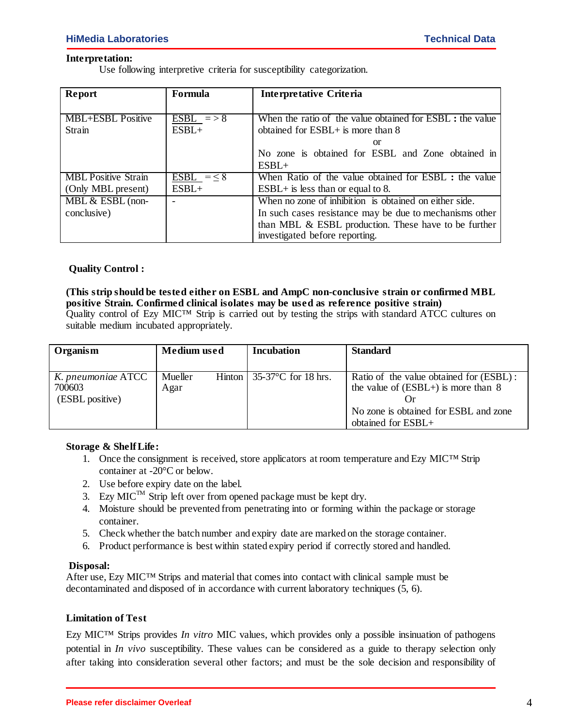**Interpretation:**

Use following interpretive criteria for susceptibility categorization.

| Report | Formula | Interpretative Criteria |
|---|---|---|
| MBL+ESBL Positive Strain | $\frac{ESBL}{ESBL+} = > 8$ | When the ratio of the value obtained for ESBL **:** the value obtained for ESBL+ is more than 8<br>or<br>No zone is obtained for ESBL and Zone obtained in ESBL+ |
| MBL Positive Strain (Only MBL present) | $\frac{ESBL}{ESBL+} = \leq 8$ | When Ratio of the value obtained for ESBL **:** the value ESBL+ is less than or equal to 8. |
| MBL & ESBL (non-conclusive) | - | When no zone of inhibition is obtained on either side. In such cases resistance may be due to mechanisms other than MBL & ESBL production. These have to be further investigated before reporting. |

**Quality Control :**

**(This strip should be tested either on ESBL and AmpC non-conclusive strain or confirmed MBL positive Strain. Confirmed clinical isolates may be used as reference positive strain)**
Quality control of Ezy MIC™ Strip is carried out by testing the strips with standard ATCC cultures on suitable medium incubated appropriately.

| Organism | Medium used | Incubation | Standard |
|---|---|---|---|
| *K. pneumoniae* ATCC 700603 (ESBL positive) | Mueller Hinton Agar | 35-37°C for 18 hrs. | Ratio of the value obtained for (ESBL) : the value of (ESBL+) is more than 8<br>Or<br>No zone is obtained for ESBL and zone obtained for ESBL+ |

**Storage & Shelf Life:**

1. Once the consignment is received, store applicators at room temperature and Ezy MIC™ Strip container at -20°C or below.
2. Use before expiry date on the label.
3. Ezy MIC™ Strip left over from opened package must be kept dry.
4. Moisture should be prevented from penetrating into or forming within the package or storage container.
5. Check whether the batch number and expiry date are marked on the storage container.
6. Product performance is best within stated expiry period if correctly stored and handled.

**Disposal:**

After use, Ezy MIC™ Strips and material that comes into contact with clinical sample must be decontaminated and disposed of in accordance with current laboratory techniques (5, 6).

**Limitation of Test**

Ezy MIC™ Strips provides *In vitro* MIC values, which provides only a possible insinuation of pathogens potential in *In vivo* susceptibility. These values can be considered as a guide to therapy selection only after taking into consideration several other factors; and must be the sole decision and responsibility of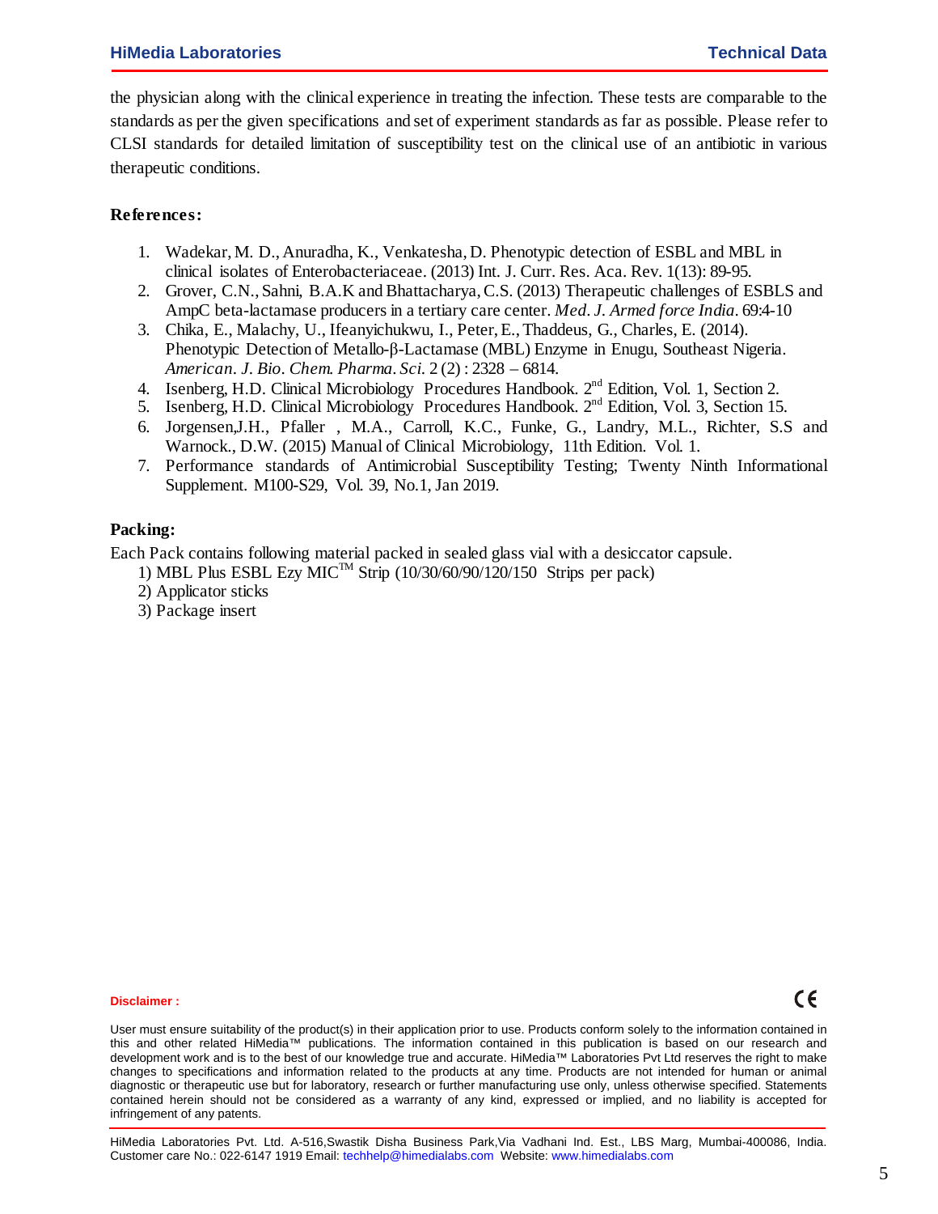the physician along with the clinical experience in treating the infection. These tests are comparable to the standards as per the given specifications and set of experiment standards as far as possible. Please refer to CLSI standards for detailed limitation of susceptibility test on the clinical use of an antibiotic in various therapeutic conditions.

**References:**

1. Wadekar, M. D., Anuradha, K., Venkatesha, D. Phenotypic detection of ESBL and MBL in clinical isolates of Enterobacteriaceae. (2013) Int. J. Curr. Res. Aca. Rev. 1(13): 89-95.
2. Grover, C.N., Sahni, B.A.K and Bhattacharya, C.S. (2013) Therapeutic challenges of ESBLS and AmpC beta-lactamase producers in a tertiary care center. *Med. J. Armed force India*. 69:4-10
3. Chika, E., Malachy, U., Ifeanyichukwu, I., Peter, E., Thaddeus, G., Charles, E. (2014). Phenotypic Detection of Metallo-β-Lactamase (MBL) Enzyme in Enugu, Southeast Nigeria. *American. J. Bio. Chem. Pharma. Sci.* 2 (2) : 2328 – 6814.
4. Isenberg, H.D. Clinical Microbiology Procedures Handbook. 2nd Edition, Vol. 1, Section 2.
5. Isenberg, H.D. Clinical Microbiology Procedures Handbook. 2nd Edition, Vol. 3, Section 15.
6. Jorgensen,J.H., Pfaller , M.A., Carroll, K.C., Funke, G., Landry, M.L., Richter, S.S and Warnock., D.W. (2015) Manual of Clinical Microbiology, 11th Edition. Vol. 1.
7. Performance standards of Antimicrobial Susceptibility Testing; Twenty Ninth Informational Supplement. M100-S29, Vol. 39, No.1, Jan 2019.

**Packing:**

Each Pack contains following material packed in sealed glass vial with a desiccator capsule.

1) MBL Plus ESBL Ezy MIC™ Strip (10/30/60/90/120/150 Strips per pack)
2) Applicator sticks
3) Package insert

**Disclaimer :**

User must ensure suitability of the product(s) in their application prior to use. Products conform solely to the information contained in this and other related HiMedia™ publications. The information contained in this publication is based on our research and development work and is to the best of our knowledge true and accurate. HiMedia™ Laboratories Pvt Ltd reserves the right to make changes to specifications and information related to the products at any time. Products are not intended for human or animal diagnostic or therapeutic use but for laboratory, research or further manufacturing use only, unless otherwise specified. Statements contained herein should not be considered as a warranty of any kind, expressed or implied, and no liability is accepted for infringement of any patents.

HiMedia Laboratories Pvt. Ltd. A-516,Swastik Disha Business Park,Via Vadhani Ind. Est., LBS Marg, Mumbai-400086, India. Customer care No.: 022-6147 1919 Email: techhelp@himedialabs.com Website: www.himedialabs.com